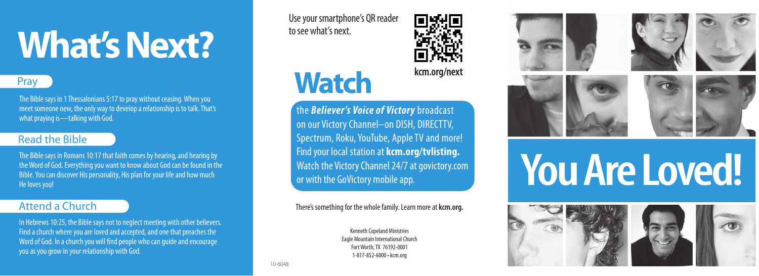# What's Next?

## Pray

The Bible says in 1 Thessalonians 5:17 to pray without ceasing. When you meet someone new, the only way to develop a relationship is to talk. That's what praying is—talking with God.

## Read the Bible

The Bible says in Romans 10:17 that faith comes by hearing, and hearing by the Word of God. Everything you want to know about God can be found in the Bible. You can discover His personality, His plan for your life and how much He loves you!

## Attend a Church

In Hebrews 10:25, the Bible says not to neglect meeting with other believers. Find a church where you are loved and accepted, and one that preaches the Word of God. In a church you will find people who can guide and encourage you as you grow in your relationship with God.

Use your smartphone's QR reader to see what's next.

**kcm.org/next**

# Watch

the ***Believer's Voice of Victory*** broadcast on our Victory Channel–on DISH, DIRECTTV, Spectrum, Roku, YouTube, Apple TV and more! Find your local station at **kcm.org/tvlisting.** Watch the Victory Channel 24/7 at govictory.com or with the GoVictory mobile app.

There's something for the whole family. Learn more at **kcm.org.**

Kenneth Copeland Ministries
Eagle Mountain International Church
Fort Worth, TX 76192-0001
1-817-852-6000 • kcm.org

10-6048

# You Are Loved!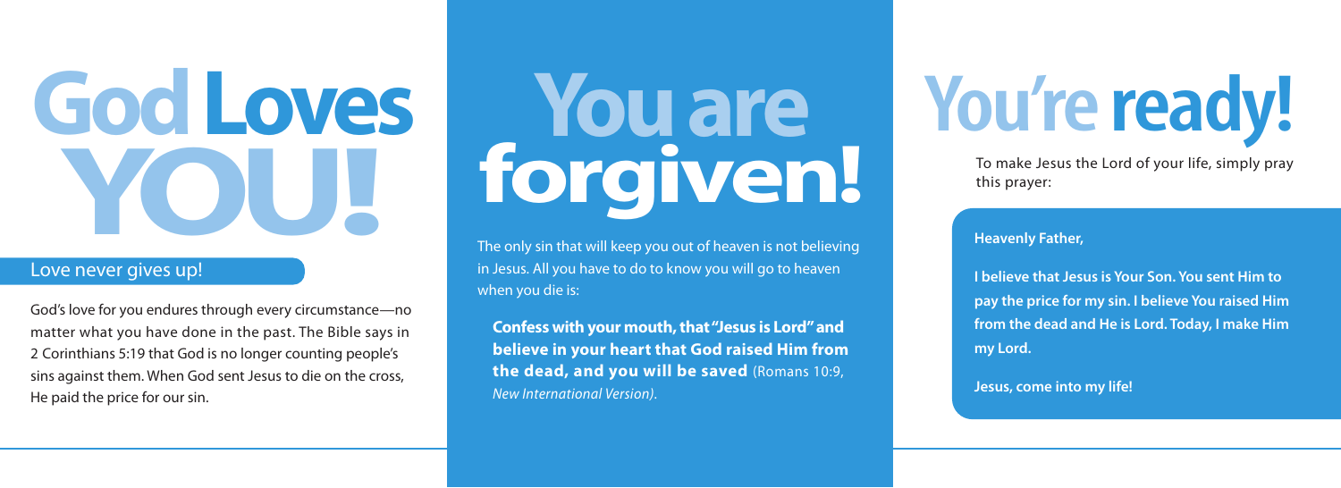# God Loves YOU!

## Love never gives up!

God's love for you endures through every circumstance—no matter what you have done in the past. The Bible says in 2 Corinthians 5:19 that God is no longer counting people's sins against them. When God sent Jesus to die on the cross, He paid the price for our sin.

# You are forgiven!

The only sin that will keep you out of heaven is not believing in Jesus. All you have to do to know you will go to heaven when you die is:

**Confess with your mouth, that "Jesus is Lord" and believe in your heart that God raised Him from the dead, and you will be saved** (Romans 10:9, *New International Version)*.

# You're ready!

To make Jesus the Lord of your life, simply pray this prayer:

**Heavenly Father,**

**I believe that Jesus is Your Son. You sent Him to pay the price for my sin. I believe You raised Him from the dead and He is Lord. Today, I make Him my Lord.**

**Jesus, come into my life!**